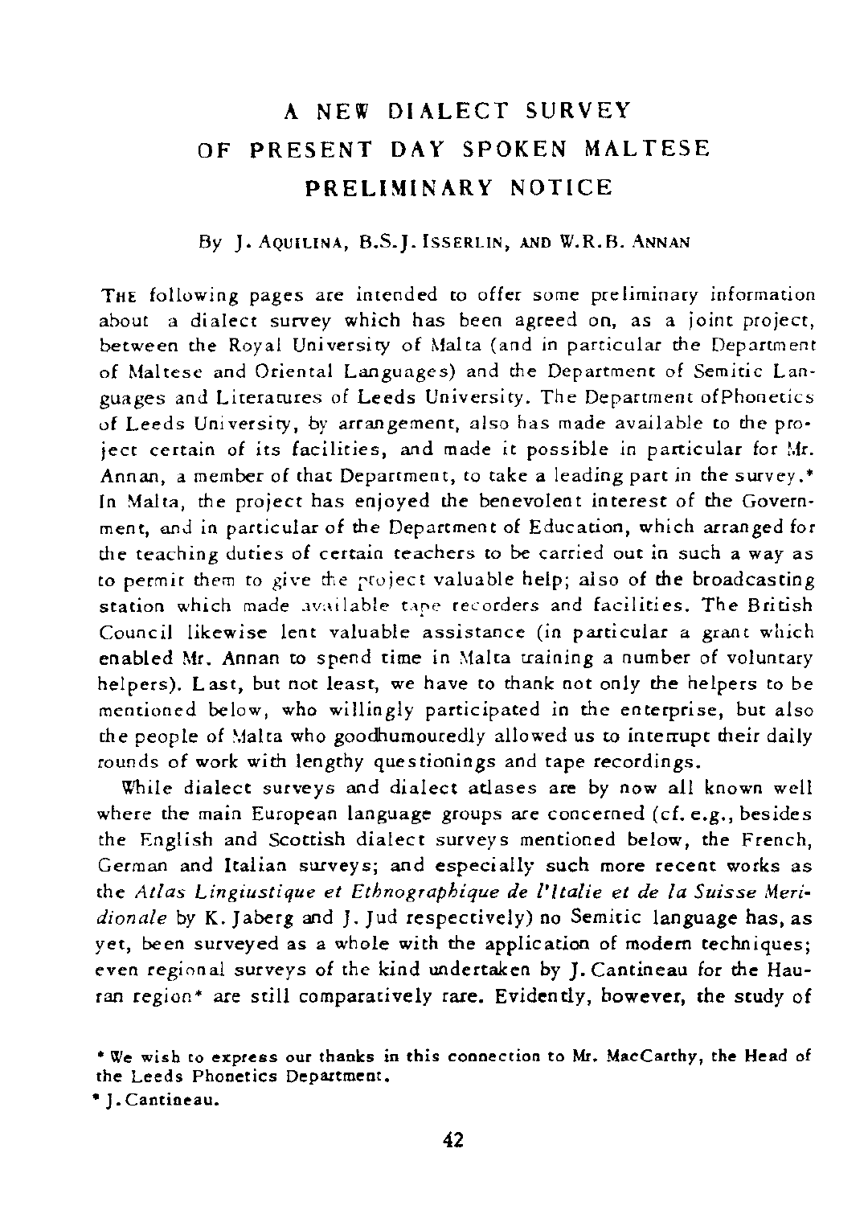# A NEW DIALECT SURVEY OF PRESENT DAY SPOKEN MALTESE PRELIMINARY NOTICE

By J. Aquilina, B.S.J. Isserlin, and W.R.B. Annan

The following pages are intended to offer some preliminary information about a dialect survey which has been agreed on, as a joint project, between the Royal University of Malta (and in particular the Department of Maltese and Oriental Languages) and the Department of Semitic Languages and Literatures of Leeds University. The Department ofPhonetics of Leeds University, by arrangement, also has made available to the project certain of its facilities, and made it possible in particular for Mr. Annan, a member of that Department, to take a leading part in the survey.* In Malta, the project has enjoyed the benevolent interest of the Government, and in particular of the Department of Education, which arranged for the teaching duties of certain teachers to be carried out in such a way as to permit them to give the project valuable help; also of the broadcasting station which made available tape recorders and facilities. The British Council likewise lent valuable assistance (in particular a grant which enabled Mr. Annan to spend time in Malta training a number of voluntary helpers). Last, but not least, we have to thank not only the helpers to be mentioned below, who willingly participated in the enterprise, but also the people of Malta who goodhumouredly allowed us to interrupt their daily rounds of work with lengthy questionings and tape recordings.

While dialect surveys and dialect atlases are by now all known well where the main European language groups are concerned (cf. e.g., besides the English and Scottish dialect surveys mentioned below, the French, German and Italian surveys; and especially such more recent works as the *Atlas Lingiustique et Ethnographique de l'Italie et de la Suisse Meridionale* by K. Jaberg and J. Jud respectively) no Semitic language has, as yet, been surveyed as a whole with the application of modern techniques; even regional surveys of the kind undertaken by J. Cantineau for the Hauran region* are still comparatively rare. Evidently, however, the study of

* We wish to express our thanks in this connection to Mr. MacCarthy, the Head of the Leeds Phonetics Department.

* J. Cantineau.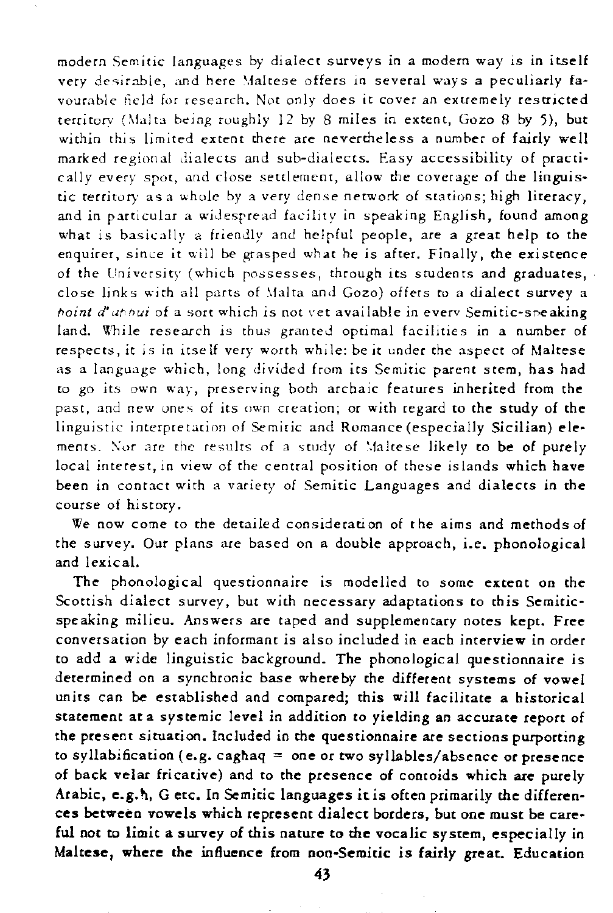modern Semitic languages by dialect surveys in a modern way is in itself very desirable, and here Maltese offers in several ways a peculiarly favourable field for research. Not only does it cover an extremely restricted territory (Malta being roughly 12 by 8 miles in extent, Gozo 8 by 5), but within this limited extent there are nevertheless a number of fairly well marked regional dialects and sub-dialects. Easy accessibility of practically every spot, and close settlement, allow the coverage of the linguistic territory as a whole by a very dense network of stations; high literacy, and in particular a widespread facility in speaking English, found among what is basically a friendly and helpful people, are a great help to the enquirer, since it will be grasped what he is after. Finally, the existence of the University (which possesses, through its students and graduates, close links with all parts of Malta and Gozo) offers to a dialect survey a *point d'appui* of a sort which is not yet available in every Semitic-speaking land. While research is thus granted optimal facilities in a number of respects, it is in itself very worth while: be it under the aspect of Maltese as a language which, long divided from its Semitic parent stem, has had to go its own way, preserving both archaic features inherited from the past, and new ones of its own creation; or with regard to the study of the linguistic interpretation of Semitic and Romance (especially Sicilian) elements. Nor are the results of a study of Maltese likely to be of purely local interest, in view of the central position of these islands which have been in contact with a variety of Semitic Languages and dialects in the course of history.

We now come to the detailed consideration of the aims and methods of the survey. Our plans are based on a double approach, i.e. phonological and lexical.

The phonological questionnaire is modelled to some extent on the Scottish dialect survey, but with necessary adaptations to this Semitic-speaking milieu. Answers are taped and supplementary notes kept. Free conversation by each informant is also included in each interview in order to add a wide linguistic background. The phonological questionnaire is determined on a synchronic base whereby the different systems of vowel units can be established and compared; this will facilitate a historical statement at a systemic level in addition to yielding an accurate report of the present situation. Included in the questionnaire are sections purporting to syllabification (e.g. caghaq = one or two syllables/absence or presence of back velar fricative) and to the presence of contoids which are purely Arabic, e.g. ħ, G etc. In Semitic languages it is often primarily the differences between vowels which represent dialect borders, but one must be careful not to limit a survey of this nature to the vocalic system, especially in Maltese, where the influence from non-Semitic is fairly great. Education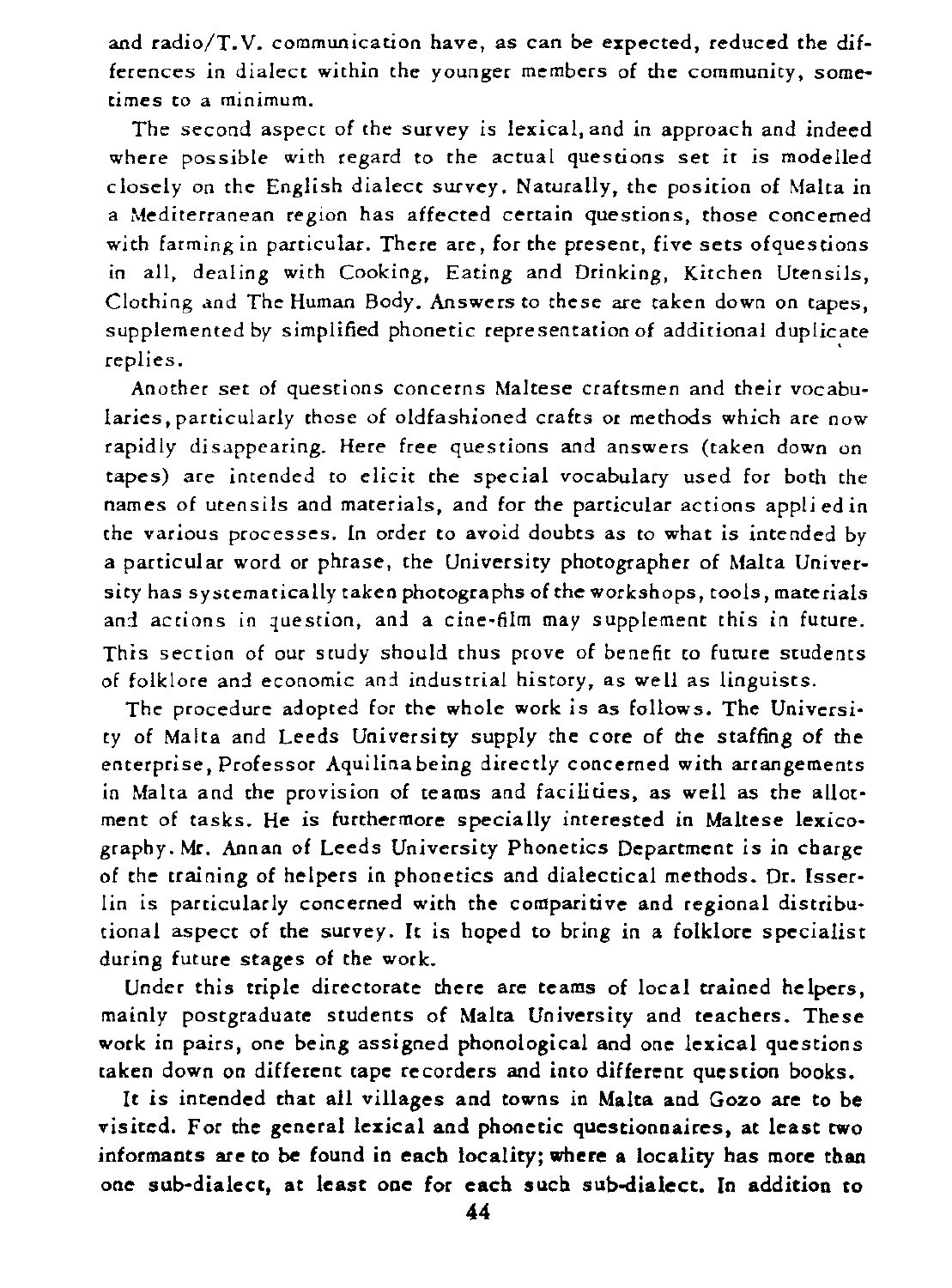and radio/T.V. communication have, as can be expected, reduced the differences in dialect within the younger members of the community, sometimes to a minimum.

The second aspect of the survey is lexical, and in approach and indeed where possible with regard to the actual questions set it is modelled closely on the English dialect survey. Naturally, the position of Malta in a Mediterranean region has affected certain questions, those concerned with farming in particular. There are, for the present, five sets ofquestions in all, dealing with Cooking, Eating and Drinking, Kitchen Utensils, Clothing and The Human Body. Answers to these are taken down on tapes, supplemented by simplified phonetic representation of additional duplicate replies.

Another set of questions concerns Maltese craftsmen and their vocabularies, particularly those of oldfashioned crafts or methods which are now rapidly disappearing. Here free questions and answers (taken down on tapes) are intended to elicit the special vocabulary used for both the names of utensils and materials, and for the particular actions applied in the various processes. In order to avoid doubts as to what is intended by a particular word or phrase, the University photographer of Malta University has systematically taken photographs of the workshops, tools, materials and actions in question, and a cine-film may supplement this in future. This section of our study should thus prove of benefit to future students of folklore and economic and industrial history, as well as linguists.

The procedure adopted for the whole work is as follows. The University of Malta and Leeds University supply the core of the staffing of the enterprise, Professor Aquilina being directly concerned with arrangements in Malta and the provision of teams and facilities, as well as the allotment of tasks. He is furthermore specially interested in Maltese lexicography. Mr. Annan of Leeds University Phonetics Department is in charge of the training of helpers in phonetics and dialectical methods. Dr. Isserlin is particularly concerned with the comparitive and regional distributional aspect of the survey. It is hoped to bring in a folklore specialist during future stages of the work.

Under this triple directorate there are teams of local trained helpers, mainly postgraduate students of Malta University and teachers. These work in pairs, one being assigned phonological and one lexical questions taken down on different tape recorders and into different question books.

It is intended that all villages and towns in Malta and Gozo are to be visited. For the general lexical and phonetic questionnaires, at least two informants are to be found in each locality; where a locality has more than one sub-dialect, at least one for each such sub-dialect. In addition to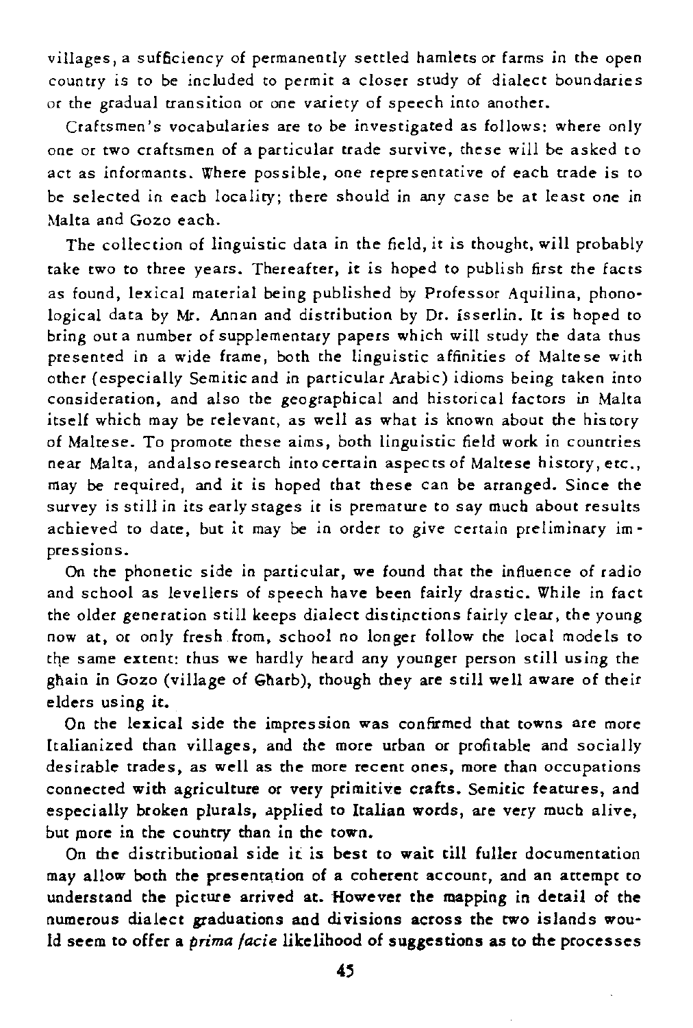villages, a sufficiency of permanently settled hamlets or farms in the open country is to be included to permit a closer study of dialect boundaries or the gradual transition or one variety of speech into another.

Craftsmen's vocabularies are to be investigated as follows: where only one or two craftsmen of a particular trade survive, these will be asked to act as informants. Where possible, one representative of each trade is to be selected in each locality; there should in any case be at least one in Malta and Gozo each.

The collection of linguistic data in the field, it is thought, will probably take two to three years. Thereafter, it is hoped to publish first the facts as found, lexical material being published by Professor Aquilina, phonological data by Mr. Annan and distribution by Dr. Isserlin. It is hoped to bring out a number of supplementary papers which will study the data thus presented in a wide frame, both the linguistic affinities of Maltese with other (especially Semitic and in particular Arabic) idioms being taken into consideration, and also the geographical and historical factors in Malta itself which may be relevant, as well as what is known about the history of Maltese. To promote these aims, both linguistic field work in countries near Malta, andalso research into certain aspects of Maltese history, etc., may be required, and it is hoped that these can be arranged. Since the survey is still in its early stages it is premature to say much about results achieved to date, but it may be in order to give certain preliminary impressions.

On the phonetic side in particular, we found that the influence of radio and school as levellers of speech have been fairly drastic. While in fact the older generation still keeps dialect distinctions fairly clear, the young now at, or only fresh from, school no longer follow the local models to the same extent: thus we hardly heard any younger person still using the għain in Gozo (village of Għarb), though they are still well aware of their elders using it.

On the lexical side the impression was confirmed that towns are more Italianized than villages, and the more urban or profitable and socially desirable trades, as well as the more recent ones, more than occupations connected with agriculture or very primitive crafts. Semitic features, and especially broken plurals, applied to Italian words, are very much alive, but more in the country than in the town.

On the distributional side it is best to wait till fuller documentation may allow both the presentation of a coherent account, and an attempt to understand the picture arrived at. However the mapping in detail of the numerous dialect graduations and divisions across the two islands would seem to offer a *prima facie* likelihood of suggestions as to the processes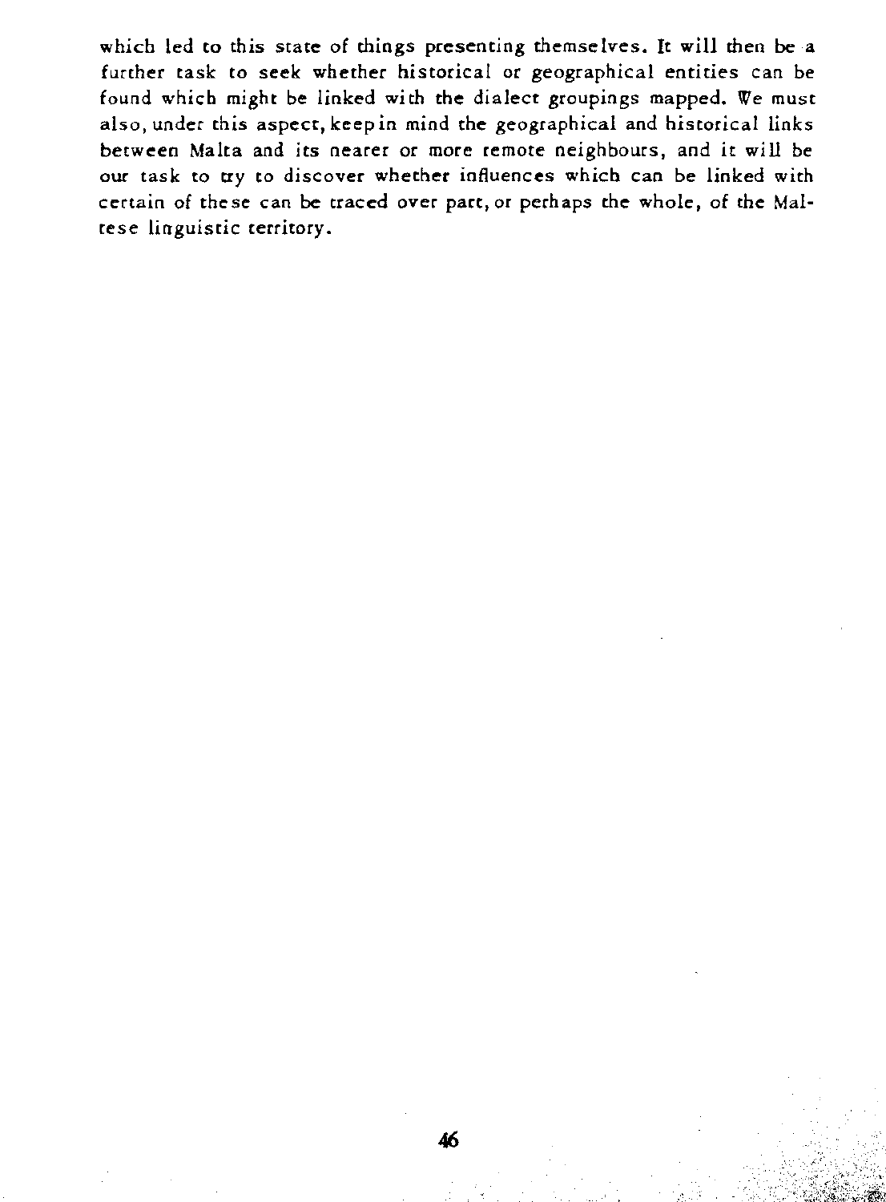which led to this state of things presenting themselves. It will then be a further task to seek whether historical or geographical entities can be found which might be linked with the dialect groupings mapped. We must also, under this aspect, keep in mind the geographical and historical links between Malta and its nearer or more remote neighbours, and it will be our task to try to discover whether influences which can be linked with certain of these can be traced over part, or perhaps the whole, of the Maltese linguistic territory.